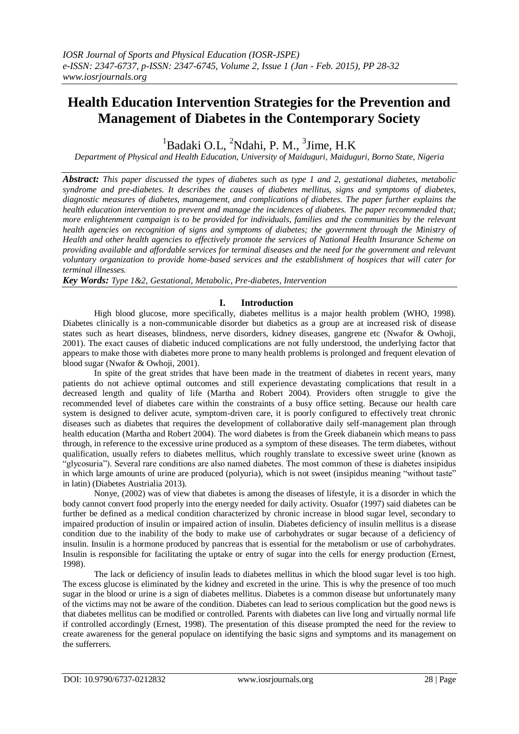# Health Education Intervention Strategies for the Prevention and Management of Diabetes in the Contemporary Society

[1]Badaki O.L, [2]Ndahi, P. M., [3]Jime, H.K

*Department of Physical and Health Education, University of Maiduguri, Maiduguri, Borno State, Nigeria*

***Abstract:*** *This paper discussed the types of diabetes such as type 1 and 2, gestational diabetes, metabolic syndrome and pre-diabetes. It describes the causes of diabetes mellitus, signs and symptoms of diabetes, diagnostic measures of diabetes, management, and complications of diabetes. The paper further explains the health education intervention to prevent and manage the incidences of diabetes. The paper recommended that; more enlightenment campaign is to be provided for individuals, families and the communities by the relevant health agencies on recognition of signs and symptoms of diabetes; the government through the Ministry of Health and other health agencies to effectively promote the services of National Health Insurance Scheme on providing available and affordable services for terminal diseases and the need for the government and relevant voluntary organization to provide home-based services and the establishment of hospices that will cater for terminal illnesses.*

***Key Words:*** *Type 1&2, Gestational, Metabolic, Pre-diabetes, Intervention*

## I. Introduction

High blood glucose, more specifically, diabetes mellitus is a major health problem (WHO, 1998). Diabetes clinically is a non-communicable disorder but diabetics as a group are at increased risk of disease states such as heart diseases, blindness, nerve disorders, kidney diseases, gangrene etc (Nwafor & Owhoji, 2001). The exact causes of diabetic induced complications are not fully understood, the underlying factor that appears to make those with diabetes more prone to many health problems is prolonged and frequent elevation of blood sugar (Nwafor & Owhoji, 2001).

In spite of the great strides that have been made in the treatment of diabetes in recent years, many patients do not achieve optimal outcomes and still experience devastating complications that result in a decreased length and quality of life (Martha and Robert 2004). Providers often struggle to give the recommended level of diabetes care within the constraints of a busy office setting. Because our health care system is designed to deliver acute, symptom-driven care, it is poorly configured to effectively treat chronic diseases such as diabetes that requires the development of collaborative daily self-management plan through health education (Martha and Robert 2004). The word diabetes is from the Greek diabanein which means to pass through, in reference to the excessive urine produced as a symptom of these diseases. The term diabetes, without qualification, usually refers to diabetes mellitus, which roughly translate to excessive sweet urine (known as "glycosuria"). Several rare conditions are also named diabetes. The most common of these is diabetes insipidus in which large amounts of urine are produced (polyuria), which is not sweet (insipidus meaning "without taste" in latin) (Diabetes Austrialia 2013).

Nonye, (2002) was of view that diabetes is among the diseases of lifestyle, it is a disorder in which the body cannot convert food properly into the energy needed for daily activity. Osuafor (1997) said diabetes can be further be defined as a medical condition characterized by chronic increase in blood sugar level, secondary to impaired production of insulin or impaired action of insulin. Diabetes deficiency of insulin mellitus is a disease condition due to the inability of the body to make use of carbohydrates or sugar because of a deficiency of insulin. Insulin is a hormone produced by pancreas that is essential for the metabolism or use of carbohydrates. Insulin is responsible for facilitating the uptake or entry of sugar into the cells for energy production (Ernest, 1998).

The lack or deficiency of insulin leads to diabetes mellitus in which the blood sugar level is too high. The excess glucose is eliminated by the kidney and excreted in the urine. This is why the presence of too much sugar in the blood or urine is a sign of diabetes mellitus. Diabetes is a common disease but unfortunately many of the victims may not be aware of the condition. Diabetes can lead to serious complication but the good news is that diabetes mellitus can be modified or controlled. Parents with diabetes can live long and virtually normal life if controlled accordingly (Ernest, 1998). The presentation of this disease prompted the need for the review to create awareness for the general populace on identifying the basic signs and symptoms and its management on the sufferrers.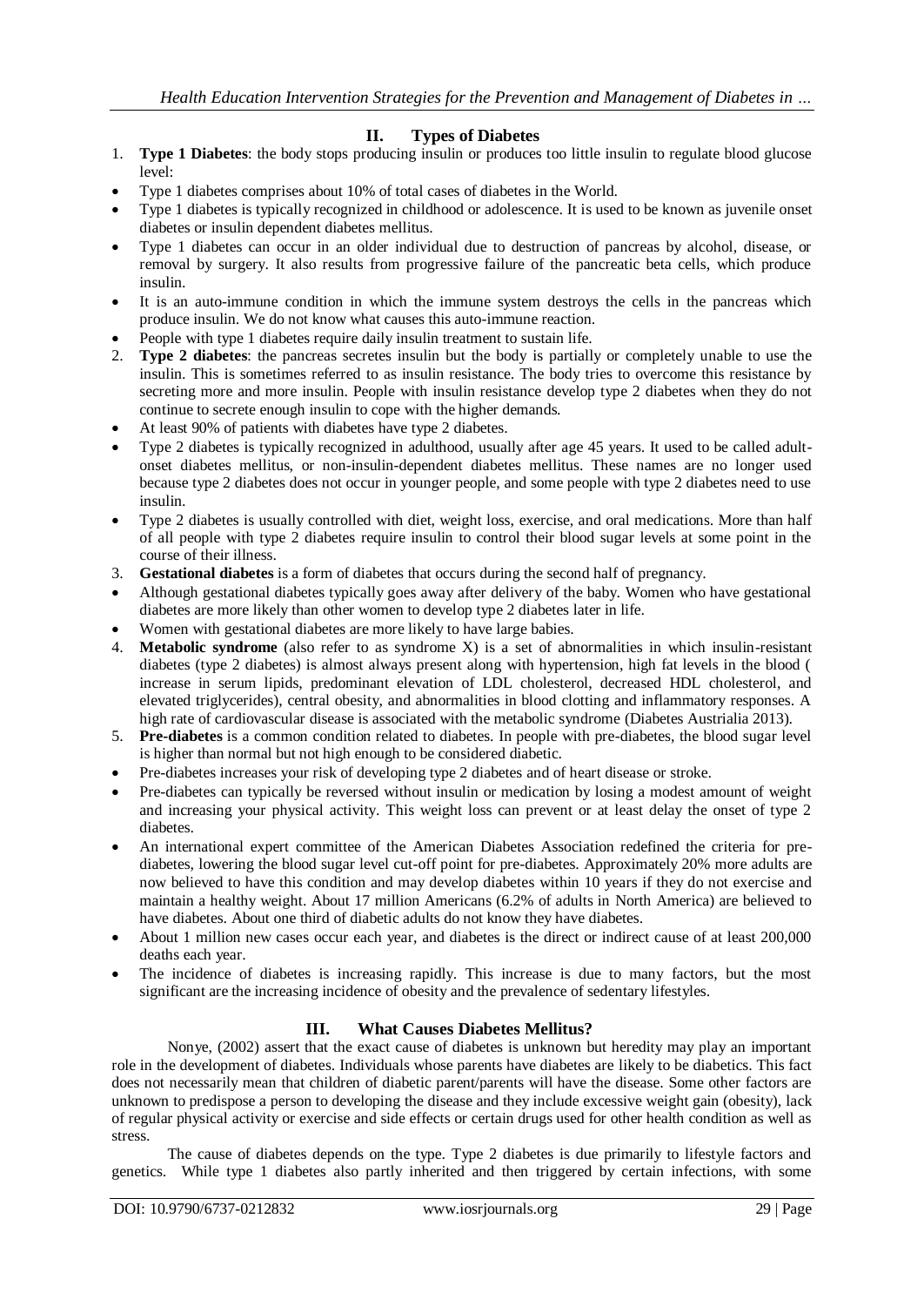## II. Types of Diabetes

1. **Type 1 Diabetes**: the body stops producing insulin or produces too little insulin to regulate blood glucose level:

- Type 1 diabetes comprises about 10% of total cases of diabetes in the World.
- Type 1 diabetes is typically recognized in childhood or adolescence. It is used to be known as juvenile onset diabetes or insulin dependent diabetes mellitus.
- Type 1 diabetes can occur in an older individual due to destruction of pancreas by alcohol, disease, or removal by surgery. It also results from progressive failure of the pancreatic beta cells, which produce insulin.
- It is an auto-immune condition in which the immune system destroys the cells in the pancreas which produce insulin. We do not know what causes this auto-immune reaction.
- People with type 1 diabetes require daily insulin treatment to sustain life.

2. **Type 2 diabetes**: the pancreas secretes insulin but the body is partially or completely unable to use the insulin. This is sometimes referred to as insulin resistance. The body tries to overcome this resistance by secreting more and more insulin. People with insulin resistance develop type 2 diabetes when they do not continue to secrete enough insulin to cope with the higher demands.

- At least 90% of patients with diabetes have type 2 diabetes.
- Type 2 diabetes is typically recognized in adulthood, usually after age 45 years. It used to be called adult-onset diabetes mellitus, or non-insulin-dependent diabetes mellitus. These names are no longer used because type 2 diabetes does not occur in younger people, and some people with type 2 diabetes need to use insulin.
- Type 2 diabetes is usually controlled with diet, weight loss, exercise, and oral medications. More than half of all people with type 2 diabetes require insulin to control their blood sugar levels at some point in the course of their illness.

3. **Gestational diabetes** is a form of diabetes that occurs during the second half of pregnancy.

- Although gestational diabetes typically goes away after delivery of the baby. Women who have gestational diabetes are more likely than other women to develop type 2 diabetes later in life.
- Women with gestational diabetes are more likely to have large babies.

4. **Metabolic syndrome** (also refer to as syndrome X) is a set of abnormalities in which insulin-resistant diabetes (type 2 diabetes) is almost always present along with hypertension, high fat levels in the blood ( increase in serum lipids, predominant elevation of LDL cholesterol, decreased HDL cholesterol, and elevated triglycerides), central obesity, and abnormalities in blood clotting and inflammatory responses. A high rate of cardiovascular disease is associated with the metabolic syndrome (Diabetes Austrialia 2013).

5. **Pre-diabetes** is a common condition related to diabetes. In people with pre-diabetes, the blood sugar level is higher than normal but not high enough to be considered diabetic.

- Pre-diabetes increases your risk of developing type 2 diabetes and of heart disease or stroke.
- Pre-diabetes can typically be reversed without insulin or medication by losing a modest amount of weight and increasing your physical activity. This weight loss can prevent or at least delay the onset of type 2 diabetes.
- An international expert committee of the American Diabetes Association redefined the criteria for pre-diabetes, lowering the blood sugar level cut-off point for pre-diabetes. Approximately 20% more adults are now believed to have this condition and may develop diabetes within 10 years if they do not exercise and maintain a healthy weight. About 17 million Americans (6.2% of adults in North America) are believed to have diabetes. About one third of diabetic adults do not know they have diabetes.
- About 1 million new cases occur each year, and diabetes is the direct or indirect cause of at least 200,000 deaths each year.
- The incidence of diabetes is increasing rapidly. This increase is due to many factors, but the most significant are the increasing incidence of obesity and the prevalence of sedentary lifestyles.

## III. What Causes Diabetes Mellitus?

Nonye, (2002) assert that the exact cause of diabetes is unknown but heredity may play an important role in the development of diabetes. Individuals whose parents have diabetes are likely to be diabetics. This fact does not necessarily mean that children of diabetic parent/parents will have the disease. Some other factors are unknown to predispose a person to developing the disease and they include excessive weight gain (obesity), lack of regular physical activity or exercise and side effects or certain drugs used for other health condition as well as stress.

The cause of diabetes depends on the type. Type 2 diabetes is due primarily to lifestyle factors and genetics. While type 1 diabetes also partly inherited and then triggered by certain infections, with some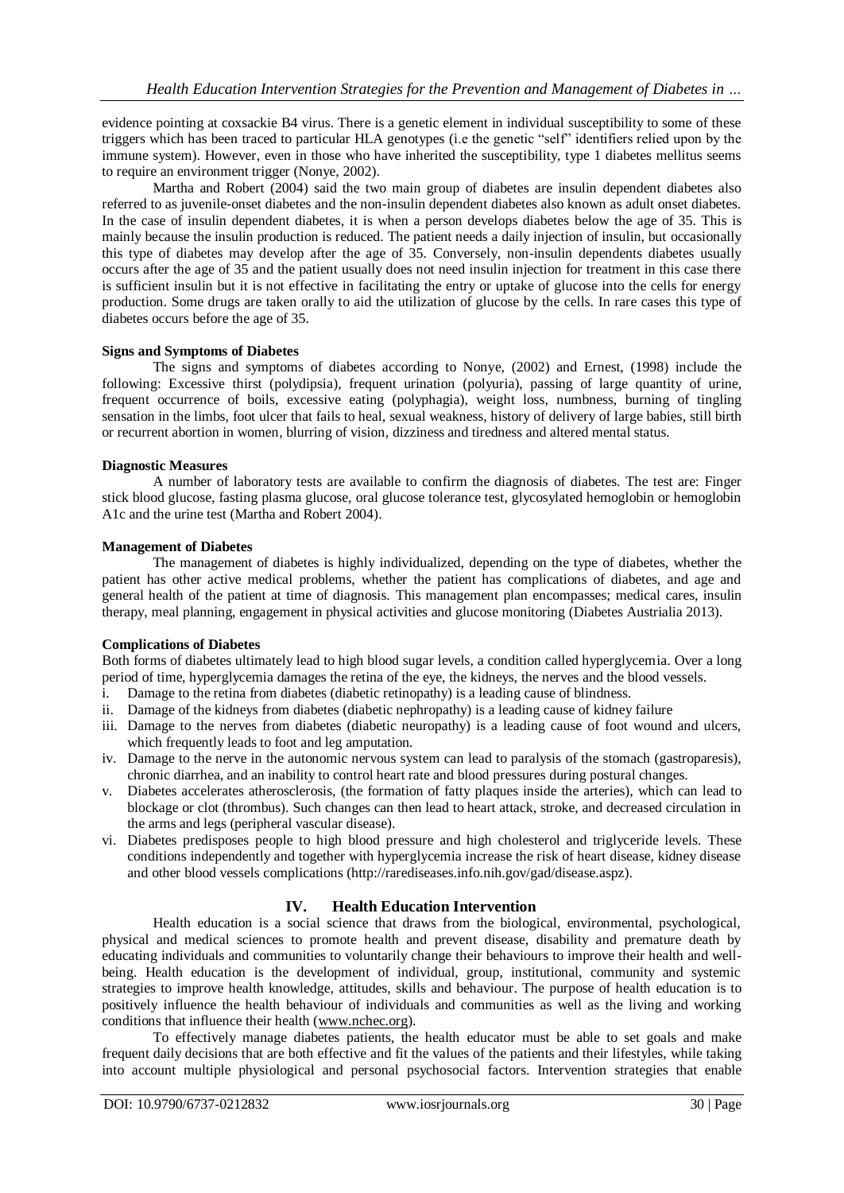evidence pointing at coxsackie B4 virus. There is a genetic element in individual susceptibility to some of these triggers which has been traced to particular HLA genotypes (i.e the genetic "self" identifiers relied upon by the immune system). However, even in those who have inherited the susceptibility, type 1 diabetes mellitus seems to require an environment trigger (Nonye, 2002).

Martha and Robert (2004) said the two main group of diabetes are insulin dependent diabetes also referred to as juvenile-onset diabetes and the non-insulin dependent diabetes also known as adult onset diabetes. In the case of insulin dependent diabetes, it is when a person develops diabetes below the age of 35. This is mainly because the insulin production is reduced. The patient needs a daily injection of insulin, but occasionally this type of diabetes may develop after the age of 35. Conversely, non-insulin dependents diabetes usually occurs after the age of 35 and the patient usually does not need insulin injection for treatment in this case there is sufficient insulin but it is not effective in facilitating the entry or uptake of glucose into the cells for energy production. Some drugs are taken orally to aid the utilization of glucose by the cells. In rare cases this type of diabetes occurs before the age of 35.

**Signs and Symptoms of Diabetes**

The signs and symptoms of diabetes according to Nonye, (2002) and Ernest, (1998) include the following: Excessive thirst (polydipsia), frequent urination (polyuria), passing of large quantity of urine, frequent occurrence of boils, excessive eating (polyphagia), weight loss, numbness, burning of tingling sensation in the limbs, foot ulcer that fails to heal, sexual weakness, history of delivery of large babies, still birth or recurrent abortion in women, blurring of vision, dizziness and tiredness and altered mental status.

**Diagnostic Measures**

A number of laboratory tests are available to confirm the diagnosis of diabetes. The test are: Finger stick blood glucose, fasting plasma glucose, oral glucose tolerance test, glycosylated hemoglobin or hemoglobin A1c and the urine test (Martha and Robert 2004).

**Management of Diabetes**

The management of diabetes is highly individualized, depending on the type of diabetes, whether the patient has other active medical problems, whether the patient has complications of diabetes, and age and general health of the patient at time of diagnosis. This management plan encompasses; medical cares, insulin therapy, meal planning, engagement in physical activities and glucose monitoring (Diabetes Austrialia 2013).

**Complications of Diabetes**

Both forms of diabetes ultimately lead to high blood sugar levels, a condition called hyperglycemia. Over a long period of time, hyperglycemia damages the retina of the eye, the kidneys, the nerves and the blood vessels.

i. Damage to the retina from diabetes (diabetic retinopathy) is a leading cause of blindness.
ii. Damage of the kidneys from diabetes (diabetic nephropathy) is a leading cause of kidney failure
iii. Damage to the nerves from diabetes (diabetic neuropathy) is a leading cause of foot wound and ulcers, which frequently leads to foot and leg amputation.
iv. Damage to the nerve in the autonomic nervous system can lead to paralysis of the stomach (gastroparesis), chronic diarrhea, and an inability to control heart rate and blood pressures during postural changes.
v. Diabetes accelerates atherosclerosis, (the formation of fatty plaques inside the arteries), which can lead to blockage or clot (thrombus). Such changes can then lead to heart attack, stroke, and decreased circulation in the arms and legs (peripheral vascular disease).
vi. Diabetes predisposes people to high blood pressure and high cholesterol and triglyceride levels. These conditions independently and together with hyperglycemia increase the risk of heart disease, kidney disease and other blood vessels complications (http://rarediseases.info.nih.gov/gad/disease.aspz).

## IV. Health Education Intervention

Health education is a social science that draws from the biological, environmental, psychological, physical and medical sciences to promote health and prevent disease, disability and premature death by educating individuals and communities to voluntarily change their behaviours to improve their health and well-being. Health education is the development of individual, group, institutional, community and systemic strategies to improve health knowledge, attitudes, skills and behaviour. The purpose of health education is to positively influence the health behaviour of individuals and communities as well as the living and working conditions that influence their health (www.nchec.org).

To effectively manage diabetes patients, the health educator must be able to set goals and make frequent daily decisions that are both effective and fit the values of the patients and their lifestyles, while taking into account multiple physiological and personal psychosocial factors. Intervention strategies that enable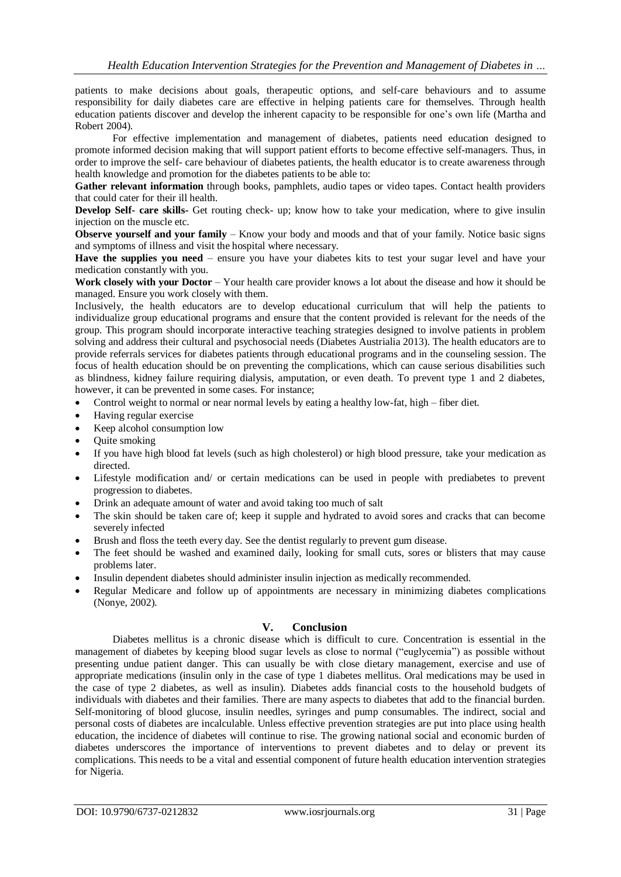patients to make decisions about goals, therapeutic options, and self-care behaviours and to assume responsibility for daily diabetes care are effective in helping patients care for themselves. Through health education patients discover and develop the inherent capacity to be responsible for one's own life (Martha and Robert 2004).

For effective implementation and management of diabetes, patients need education designed to promote informed decision making that will support patient efforts to become effective self-managers. Thus, in order to improve the self- care behaviour of diabetes patients, the health educator is to create awareness through health knowledge and promotion for the diabetes patients to be able to:

**Gather relevant information** through books, pamphlets, audio tapes or video tapes. Contact health providers that could cater for their ill health.

**Develop Self- care skills-** Get routing check- up; know how to take your medication, where to give insulin injection on the muscle etc.

**Observe yourself and your family** – Know your body and moods and that of your family. Notice basic signs and symptoms of illness and visit the hospital where necessary.

**Have the supplies you need** – ensure you have your diabetes kits to test your sugar level and have your medication constantly with you.

**Work closely with your Doctor** – Your health care provider knows a lot about the disease and how it should be managed. Ensure you work closely with them.

Inclusively, the health educators are to develop educational curriculum that will help the patients to individualize group educational programs and ensure that the content provided is relevant for the needs of the group. This program should incorporate interactive teaching strategies designed to involve patients in problem solving and address their cultural and psychosocial needs (Diabetes Austrialia 2013). The health educators are to provide referrals services for diabetes patients through educational programs and in the counseling session. The focus of health education should be on preventing the complications, which can cause serious disabilities such as blindness, kidney failure requiring dialysis, amputation, or even death. To prevent type 1 and 2 diabetes, however, it can be prevented in some cases. For instance;

- Control weight to normal or near normal levels by eating a healthy low-fat, high – fiber diet.
- Having regular exercise
- Keep alcohol consumption low
- Quite smoking
- If you have high blood fat levels (such as high cholesterol) or high blood pressure, take your medication as directed.
- Lifestyle modification and/ or certain medications can be used in people with prediabetes to prevent progression to diabetes.
- Drink an adequate amount of water and avoid taking too much of salt
- The skin should be taken care of; keep it supple and hydrated to avoid sores and cracks that can become severely infected
- Brush and floss the teeth every day. See the dentist regularly to prevent gum disease.
- The feet should be washed and examined daily, looking for small cuts, sores or blisters that may cause problems later.
- Insulin dependent diabetes should administer insulin injection as medically recommended.
- Regular Medicare and follow up of appointments are necessary in minimizing diabetes complications (Nonye, 2002).

## V. Conclusion

Diabetes mellitus is a chronic disease which is difficult to cure. Concentration is essential in the management of diabetes by keeping blood sugar levels as close to normal ("euglycemia") as possible without presenting undue patient danger. This can usually be with close dietary management, exercise and use of appropriate medications (insulin only in the case of type 1 diabetes mellitus. Oral medications may be used in the case of type 2 diabetes, as well as insulin). Diabetes adds financial costs to the household budgets of individuals with diabetes and their families. There are many aspects to diabetes that add to the financial burden. Self-monitoring of blood glucose, insulin needles, syringes and pump consumables. The indirect, social and personal costs of diabetes are incalculable. Unless effective prevention strategies are put into place using health education, the incidence of diabetes will continue to rise. The growing national social and economic burden of diabetes underscores the importance of interventions to prevent diabetes and to delay or prevent its complications. This needs to be a vital and essential component of future health education intervention strategies for Nigeria.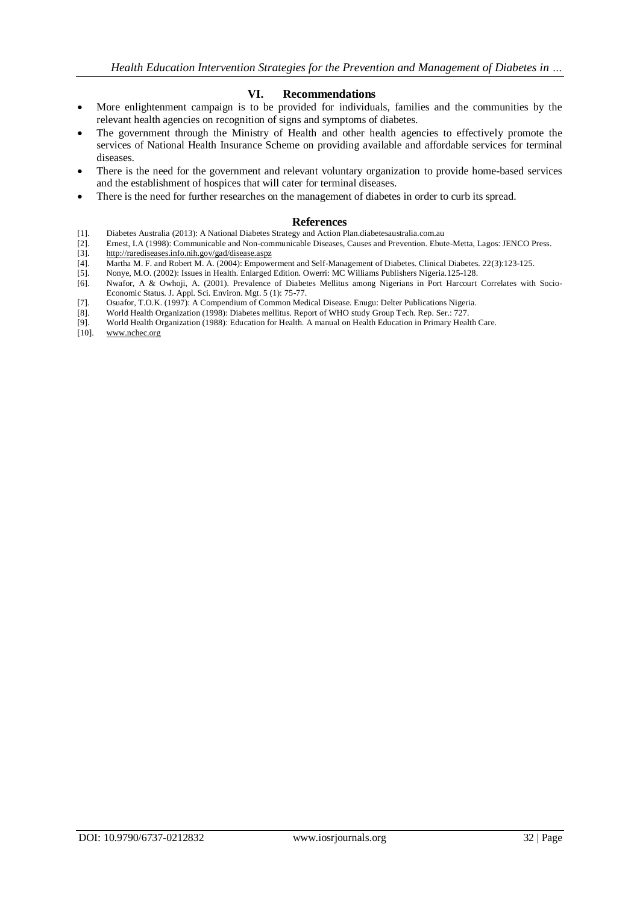## VI. Recommendations

- More enlightenment campaign is to be provided for individuals, families and the communities by the relevant health agencies on recognition of signs and symptoms of diabetes.
- The government through the Ministry of Health and other health agencies to effectively promote the services of National Health Insurance Scheme on providing available and affordable services for terminal diseases.
- There is the need for the government and relevant voluntary organization to provide home-based services and the establishment of hospices that will cater for terminal diseases.
- There is the need for further researches on the management of diabetes in order to curb its spread.

## References

[1]. Diabetes Australia (2013): A National Diabetes Strategy and Action Plan.diabetesaustralia.com.au

[2]. Ernest, I.A (1998): Communicable and Non-communicable Diseases, Causes and Prevention. Ebute-Metta, Lagos: JENCO Press.

[3]. http://rarediseases.info.nih.gov/gad/disease.aspz

[4]. Martha M. F. and Robert M. A. (2004): Empowerment and Self-Management of Diabetes. Clinical Diabetes. 22(3):123-125.

[5]. Nonye, M.O. (2002): Issues in Health. Enlarged Edition. Owerri: MC Williams Publishers Nigeria.125-128.

[6]. Nwafor, A & Owhoji, A. (2001). Prevalence of Diabetes Mellitus among Nigerians in Port Harcourt Correlates with Socio-Economic Status. J. Appl. Sci. Environ. Mgt. 5 (1): 75-77.

[7]. Osuafor, T.O.K. (1997): A Compendium of Common Medical Disease. Enugu: Delter Publications Nigeria.

[8]. World Health Organization (1998): Diabetes mellitus. Report of WHO study Group Tech. Rep. Ser.: 727.

[9]. World Health Organization (1988): Education for Health. A manual on Health Education in Primary Health Care.

[10]. www.nchec.org